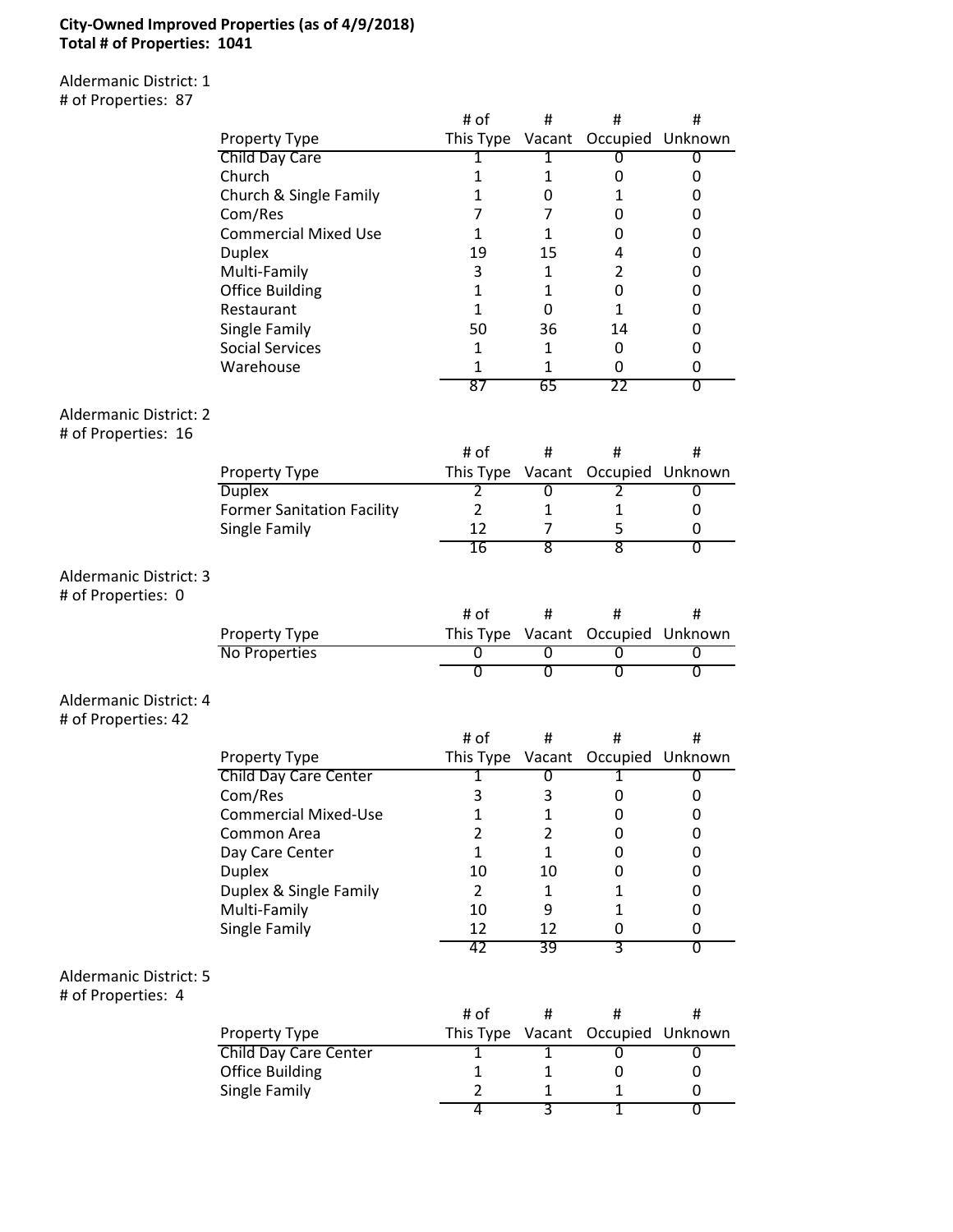**City-Owned Improved Properties (as of 4/9/2018)**
**Total # of Properties: 1041**

Aldermanic District: 1
# of Properties: 87

| Property Type | # of This Type | # Vacant | # Occupied | # Unknown |
|---|---|---|---|---|
| Child Day Care | 1 | 1 | 0 | 0 |
| Church | 1 | 1 | 0 | 0 |
| Church & Single Family | 1 | 0 | 1 | 0 |
| Com/Res | 7 | 7 | 0 | 0 |
| Commercial Mixed Use | 1 | 1 | 0 | 0 |
| Duplex | 19 | 15 | 4 | 0 |
| Multi-Family | 3 | 1 | 2 | 0 |
| Office Building | 1 | 1 | 0 | 0 |
| Restaurant | 1 | 0 | 1 | 0 |
| Single Family | 50 | 36 | 14 | 0 |
| Social Services | 1 | 1 | 0 | 0 |
| Warehouse | 1 | 1 | 0 | 0 |
| | 87 | 65 | 22 | 0 |

Aldermanic District: 2
# of Properties: 16

| Property Type | # of This Type | # Vacant | # Occupied | # Unknown |
|---|---|---|---|---|
| Duplex | 2 | 0 | 2 | 0 |
| Former Sanitation Facility | 2 | 1 | 1 | 0 |
| Single Family | 12 | 7 | 5 | 0 |
| | 16 | 8 | 8 | 0 |

Aldermanic District: 3
# of Properties: 0

| Property Type | # of This Type | # Vacant | # Occupied | # Unknown |
|---|---|---|---|---|
| No Properties | 0 | 0 | 0 | 0 |
| | 0 | 0 | 0 | 0 |

Aldermanic District: 4
# of Properties: 42

| Property Type | # of This Type | # Vacant | # Occupied | # Unknown |
|---|---|---|---|---|
| Child Day Care Center | 1 | 0 | 1 | 0 |
| Com/Res | 3 | 3 | 0 | 0 |
| Commercial Mixed-Use | 1 | 1 | 0 | 0 |
| Common Area | 2 | 2 | 0 | 0 |
| Day Care Center | 1 | 1 | 0 | 0 |
| Duplex | 10 | 10 | 0 | 0 |
| Duplex & Single Family | 2 | 1 | 1 | 0 |
| Multi-Family | 10 | 9 | 1 | 0 |
| Single Family | 12 | 12 | 0 | 0 |
| | 42 | 39 | 3 | 0 |

Aldermanic District: 5
# of Properties: 4

| Property Type | # of This Type | # Vacant | # Occupied | # Unknown |
|---|---|---|---|---|
| Child Day Care Center | 1 | 1 | 0 | 0 |
| Office Building | 1 | 1 | 0 | 0 |
| Single Family | 2 | 1 | 1 | 0 |
| | 4 | 3 | 1 | 0 |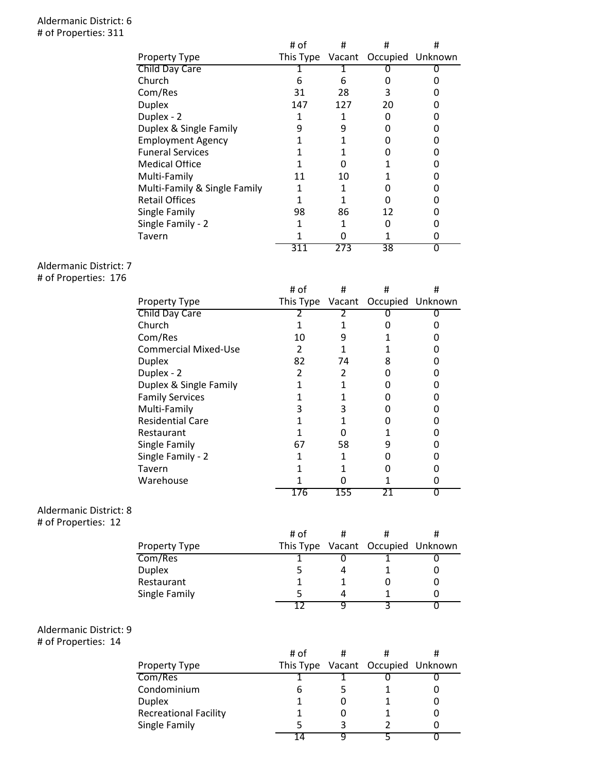Aldermanic District: 6
# of Properties: 311

| Property Type | # of This Type | # Vacant | # Occupied | # Unknown |
|---|---|---|---|---|
| Child Day Care | 1 | 1 | 0 | 0 |
| Church | 6 | 6 | 0 | 0 |
| Com/Res | 31 | 28 | 3 | 0 |
| Duplex | 147 | 127 | 20 | 0 |
| Duplex - 2 | 1 | 1 | 0 | 0 |
| Duplex & Single Family | 9 | 9 | 0 | 0 |
| Employment Agency | 1 | 1 | 0 | 0 |
| Funeral Services | 1 | 1 | 0 | 0 |
| Medical Office | 1 | 0 | 1 | 0 |
| Multi-Family | 11 | 10 | 1 | 0 |
| Multi-Family & Single Family | 1 | 1 | 0 | 0 |
| Retail Offices | 1 | 1 | 0 | 0 |
| Single Family | 98 | 86 | 12 | 0 |
| Single Family - 2 | 1 | 1 | 0 | 0 |
| Tavern | 1 | 0 | 1 | 0 |
| | 311 | 273 | 38 | 0 |

Aldermanic District: 7
# of Properties: 176

| Property Type | # of This Type | # Vacant | # Occupied | # Unknown |
|---|---|---|---|---|
| Child Day Care | 2 | 2 | 0 | 0 |
| Church | 1 | 1 | 0 | 0 |
| Com/Res | 10 | 9 | 1 | 0 |
| Commercial Mixed-Use | 2 | 1 | 1 | 0 |
| Duplex | 82 | 74 | 8 | 0 |
| Duplex - 2 | 2 | 2 | 0 | 0 |
| Duplex & Single Family | 1 | 1 | 0 | 0 |
| Family Services | 1 | 1 | 0 | 0 |
| Multi-Family | 3 | 3 | 0 | 0 |
| Residential Care | 1 | 1 | 0 | 0 |
| Restaurant | 1 | 0 | 1 | 0 |
| Single Family | 67 | 58 | 9 | 0 |
| Single Family - 2 | 1 | 1 | 0 | 0 |
| Tavern | 1 | 1 | 0 | 0 |
| Warehouse | 1 | 0 | 1 | 0 |
| | 176 | 155 | 21 | 0 |

Aldermanic District: 8
# of Properties: 12

| Property Type | # of This Type | # Vacant | # Occupied | # Unknown |
|---|---|---|---|---|
| Com/Res | 1 | 0 | 1 | 0 |
| Duplex | 5 | 4 | 1 | 0 |
| Restaurant | 1 | 1 | 0 | 0 |
| Single Family | 5 | 4 | 1 | 0 |
| | 12 | 9 | 3 | 0 |

Aldermanic District: 9
# of Properties: 14

| Property Type | # of This Type | # Vacant | # Occupied | # Unknown |
|---|---|---|---|---|
| Com/Res | 1 | 1 | 0 | 0 |
| Condominium | 6 | 5 | 1 | 0 |
| Duplex | 1 | 0 | 1 | 0 |
| Recreational Facility | 1 | 0 | 1 | 0 |
| Single Family | 5 | 3 | 2 | 0 |
| | 14 | 9 | 5 | 0 |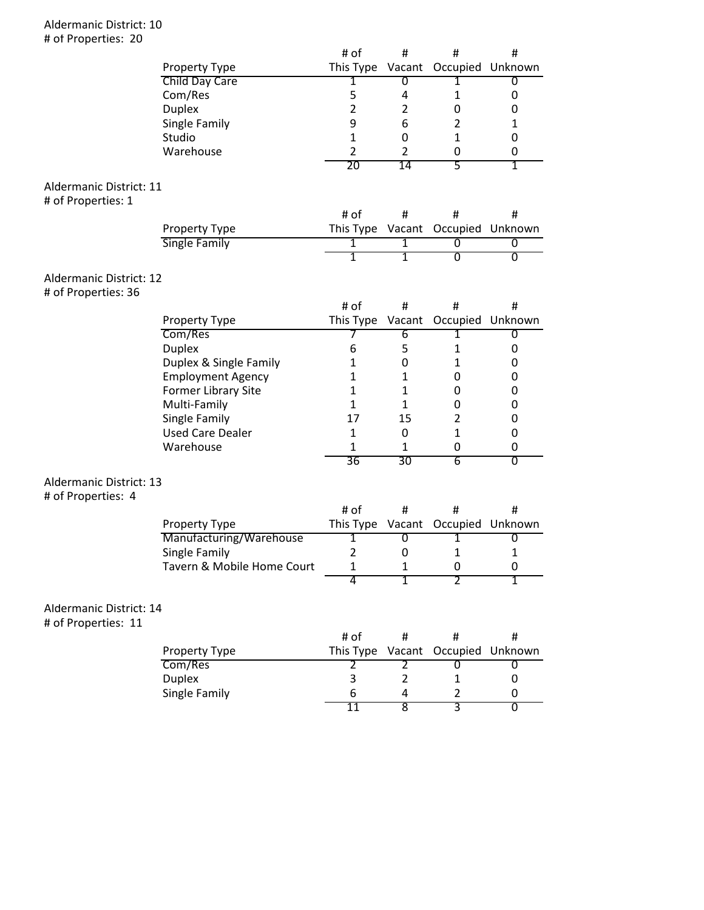Aldermanic District: 10
# of Properties: 20

| Property Type | # of This Type | # Vacant | # Occupied | # Unknown |
|---|---|---|---|---|
| Child Day Care | 1 | 0 | 1 | 0 |
| Com/Res | 5 | 4 | 1 | 0 |
| Duplex | 2 | 2 | 0 | 0 |
| Single Family | 9 | 6 | 2 | 1 |
| Studio | 1 | 0 | 1 | 0 |
| Warehouse | 2 | 2 | 0 | 0 |
| | 20 | 14 | 5 | 1 |

Aldermanic District: 11
# of Properties: 1

| Property Type | # of This Type | # Vacant | # Occupied | # Unknown |
|---|---|---|---|---|
| Single Family | 1 | 1 | 0 | 0 |
| | 1 | 1 | 0 | 0 |

Aldermanic District: 12
# of Properties: 36

| Property Type | # of This Type | # Vacant | # Occupied | # Unknown |
|---|---|---|---|---|
| Com/Res | 7 | 6 | 1 | 0 |
| Duplex | 6 | 5 | 1 | 0 |
| Duplex & Single Family | 1 | 0 | 1 | 0 |
| Employment Agency | 1 | 1 | 0 | 0 |
| Former Library Site | 1 | 1 | 0 | 0 |
| Multi-Family | 1 | 1 | 0 | 0 |
| Single Family | 17 | 15 | 2 | 0 |
| Used Care Dealer | 1 | 0 | 1 | 0 |
| Warehouse | 1 | 1 | 0 | 0 |
| | 36 | 30 | 6 | 0 |

Aldermanic District: 13
# of Properties: 4

| Property Type | # of This Type | # Vacant | # Occupied | # Unknown |
|---|---|---|---|---|
| Manufacturing/Warehouse | 1 | 0 | 1 | 0 |
| Single Family | 2 | 0 | 1 | 1 |
| Tavern & Mobile Home Court | 1 | 1 | 0 | 0 |
| | 4 | 1 | 2 | 1 |

Aldermanic District: 14
# of Properties: 11

| Property Type | # of This Type | # Vacant | # Occupied | # Unknown |
|---|---|---|---|---|
| Com/Res | 2 | 2 | 0 | 0 |
| Duplex | 3 | 2 | 1 | 0 |
| Single Family | 6 | 4 | 2 | 0 |
| | 11 | 8 | 3 | 0 |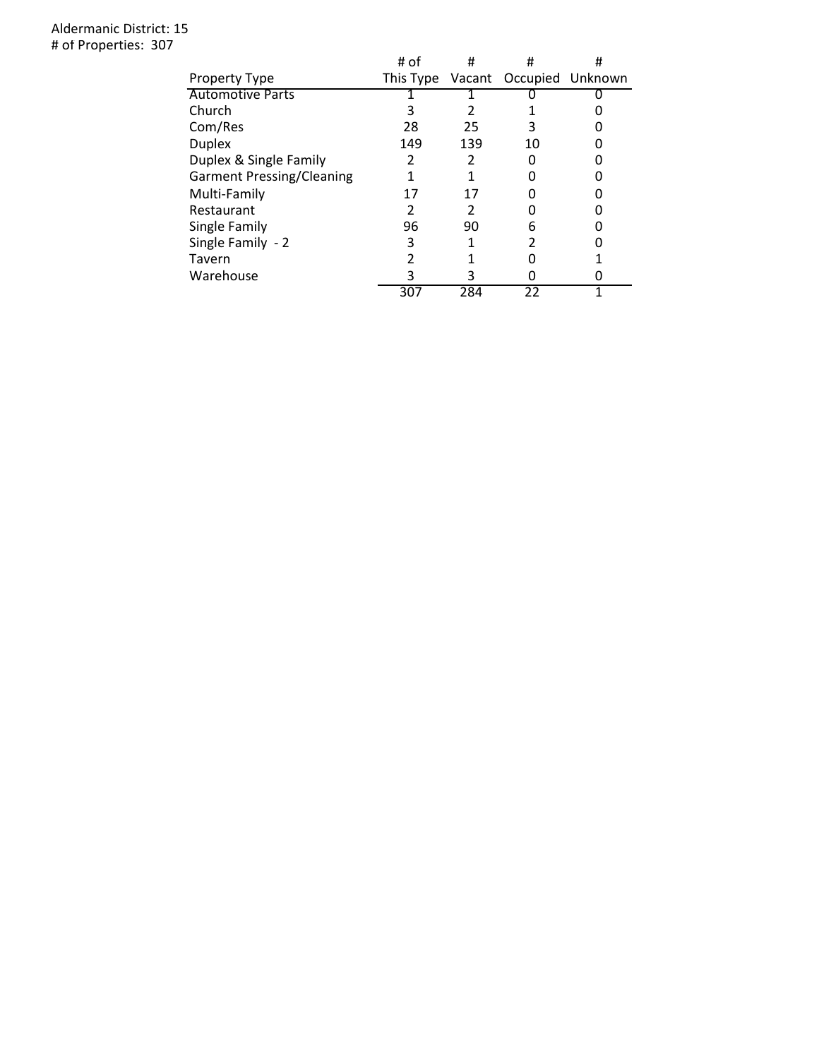Aldermanic District: 15
# of Properties: 307

| Property Type | # of This Type | # Vacant | # Occupied | # Unknown |
|---|---|---|---|---|
| Automotive Parts | 1 | 1 | 0 | 0 |
| Church | 3 | 2 | 1 | 0 |
| Com/Res | 28 | 25 | 3 | 0 |
| Duplex | 149 | 139 | 10 | 0 |
| Duplex & Single Family | 2 | 2 | 0 | 0 |
| Garment Pressing/Cleaning | 1 | 1 | 0 | 0 |
| Multi-Family | 17 | 17 | 0 | 0 |
| Restaurant | 2 | 2 | 0 | 0 |
| Single Family | 96 | 90 | 6 | 0 |
| Single Family - 2 | 3 | 1 | 2 | 0 |
| Tavern | 2 | 1 | 0 | 1 |
| Warehouse | 3 | 3 | 0 | 0 |
| | 307 | 284 | 22 | 1 |